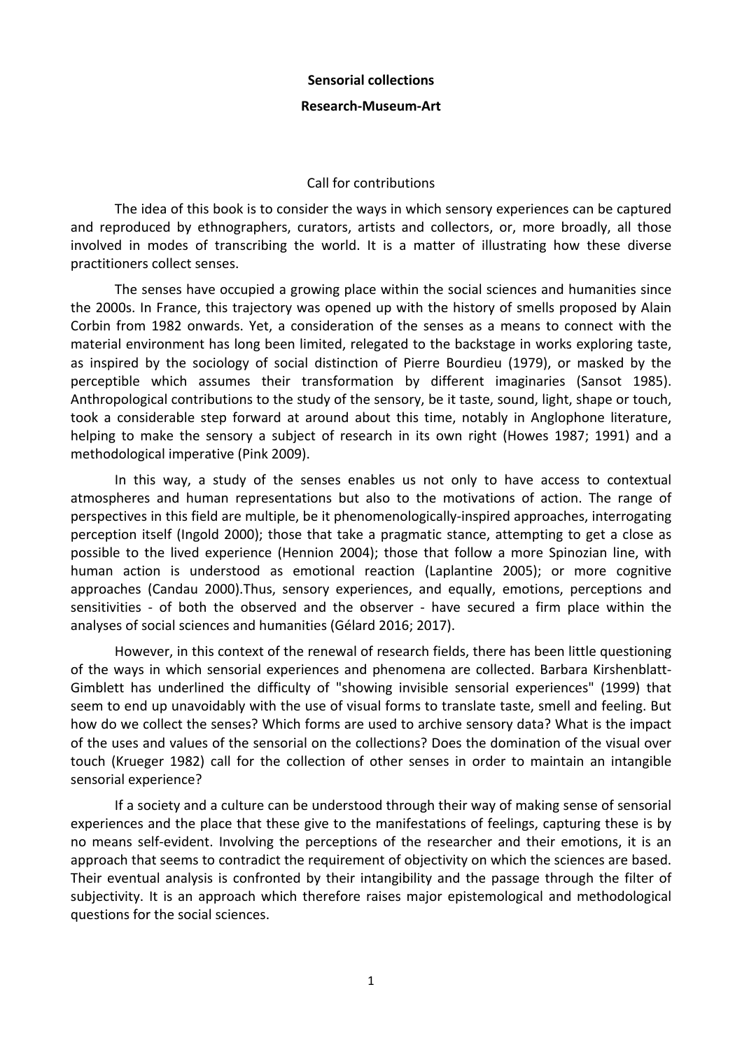**Sensorial collections**

**Research-Museum-Art**

Call for contributions

The idea of this book is to consider the ways in which sensory experiences can be captured and reproduced by ethnographers, curators, artists and collectors, or, more broadly, all those involved in modes of transcribing the world. It is a matter of illustrating how these diverse practitioners collect senses.

The senses have occupied a growing place within the social sciences and humanities since the 2000s. In France, this trajectory was opened up with the history of smells proposed by Alain Corbin from 1982 onwards. Yet, a consideration of the senses as a means to connect with the material environment has long been limited, relegated to the backstage in works exploring taste, as inspired by the sociology of social distinction of Pierre Bourdieu (1979), or masked by the perceptible which assumes their transformation by different imaginaries (Sansot 1985). Anthropological contributions to the study of the sensory, be it taste, sound, light, shape or touch, took a considerable step forward at around about this time, notably in Anglophone literature, helping to make the sensory a subject of research in its own right (Howes 1987; 1991) and a methodological imperative (Pink 2009).

In this way, a study of the senses enables us not only to have access to contextual atmospheres and human representations but also to the motivations of action. The range of perspectives in this field are multiple, be it phenomenologically-inspired approaches, interrogating perception itself (Ingold 2000); those that take a pragmatic stance, attempting to get a close as possible to the lived experience (Hennion 2004); those that follow a more Spinozian line, with human action is understood as emotional reaction (Laplantine 2005); or more cognitive approaches (Candau 2000).Thus, sensory experiences, and equally, emotions, perceptions and sensitivities - of both the observed and the observer - have secured a firm place within the analyses of social sciences and humanities (Gélard 2016; 2017).

However, in this context of the renewal of research fields, there has been little questioning of the ways in which sensorial experiences and phenomena are collected. Barbara Kirshenblatt-Gimblett has underlined the difficulty of "showing invisible sensorial experiences" (1999) that seem to end up unavoidably with the use of visual forms to translate taste, smell and feeling. But how do we collect the senses? Which forms are used to archive sensory data? What is the impact of the uses and values of the sensorial on the collections? Does the domination of the visual over touch (Krueger 1982) call for the collection of other senses in order to maintain an intangible sensorial experience?

If a society and a culture can be understood through their way of making sense of sensorial experiences and the place that these give to the manifestations of feelings, capturing these is by no means self-evident. Involving the perceptions of the researcher and their emotions, it is an approach that seems to contradict the requirement of objectivity on which the sciences are based. Their eventual analysis is confronted by their intangibility and the passage through the filter of subjectivity. It is an approach which therefore raises major epistemological and methodological questions for the social sciences.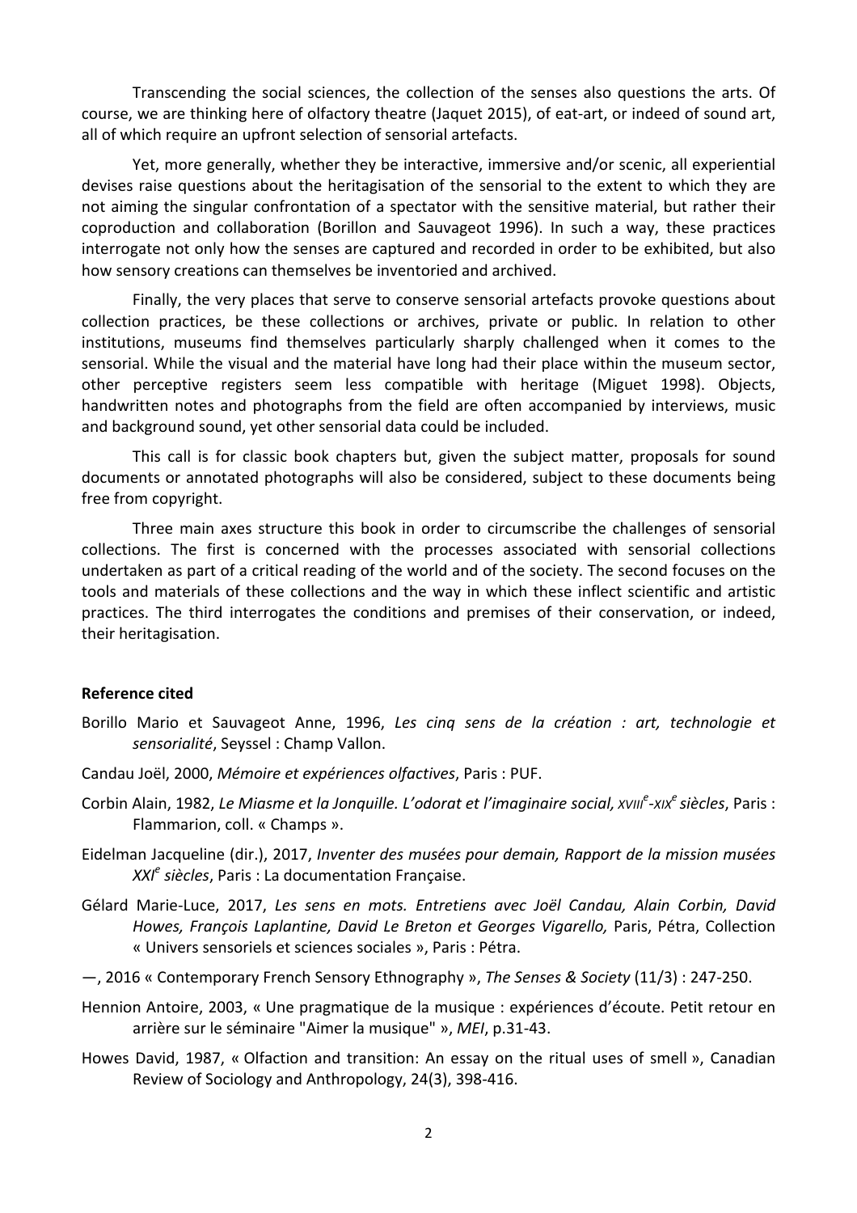Transcending the social sciences, the collection of the senses also questions the arts. Of course, we are thinking here of olfactory theatre (Jaquet 2015), of eat-art, or indeed of sound art, all of which require an upfront selection of sensorial artefacts.

Yet, more generally, whether they be interactive, immersive and/or scenic, all experiential devises raise questions about the heritagisation of the sensorial to the extent to which they are not aiming the singular confrontation of a spectator with the sensitive material, but rather their coproduction and collaboration (Borillon and Sauvageot 1996). In such a way, these practices interrogate not only how the senses are captured and recorded in order to be exhibited, but also how sensory creations can themselves be inventoried and archived.

Finally, the very places that serve to conserve sensorial artefacts provoke questions about collection practices, be these collections or archives, private or public. In relation to other institutions, museums find themselves particularly sharply challenged when it comes to the sensorial. While the visual and the material have long had their place within the museum sector, other perceptive registers seem less compatible with heritage (Miguet 1998). Objects, handwritten notes and photographs from the field are often accompanied by interviews, music and background sound, yet other sensorial data could be included.

This call is for classic book chapters but, given the subject matter, proposals for sound documents or annotated photographs will also be considered, subject to these documents being free from copyright.

Three main axes structure this book in order to circumscribe the challenges of sensorial collections. The first is concerned with the processes associated with sensorial collections undertaken as part of a critical reading of the world and of the society. The second focuses on the tools and materials of these collections and the way in which these inflect scientific and artistic practices. The third interrogates the conditions and premises of their conservation, or indeed, their heritagisation.

**Reference cited**

Borillo Mario et Sauvageot Anne, 1996, *Les cinq sens de la création : art, technologie et sensorialité*, Seyssel : Champ Vallon.

Candau Joël, 2000, *Mémoire et expériences olfactives*, Paris : PUF.

Corbin Alain, 1982, *Le Miasme et la Jonquille. L'odorat et l'imaginaire social, XVIII^e^-XIX^e^ siècles*, Paris : Flammarion, coll. « Champs ».

Eidelman Jacqueline (dir.), 2017, *Inventer des musées pour demain, Rapport de la mission musées XXI^e^ siècles*, Paris : La documentation Française.

Gélard Marie-Luce, 2017, *Les sens en mots. Entretiens avec Joël Candau, Alain Corbin, David Howes, François Laplantine, David Le Breton et Georges Vigarello,* Paris, Pétra, Collection « Univers sensoriels et sciences sociales », Paris : Pétra.

—, 2016 « Contemporary French Sensory Ethnography », *The Senses & Society* (11/3) : 247-250.

Hennion Antoire, 2003, « Une pragmatique de la musique : expériences d'écoute. Petit retour en arrière sur le séminaire "Aimer la musique" », *MEI*, p.31-43.

Howes David, 1987, « Olfaction and transition: An essay on the ritual uses of smell », Canadian Review of Sociology and Anthropology, 24(3), 398-416.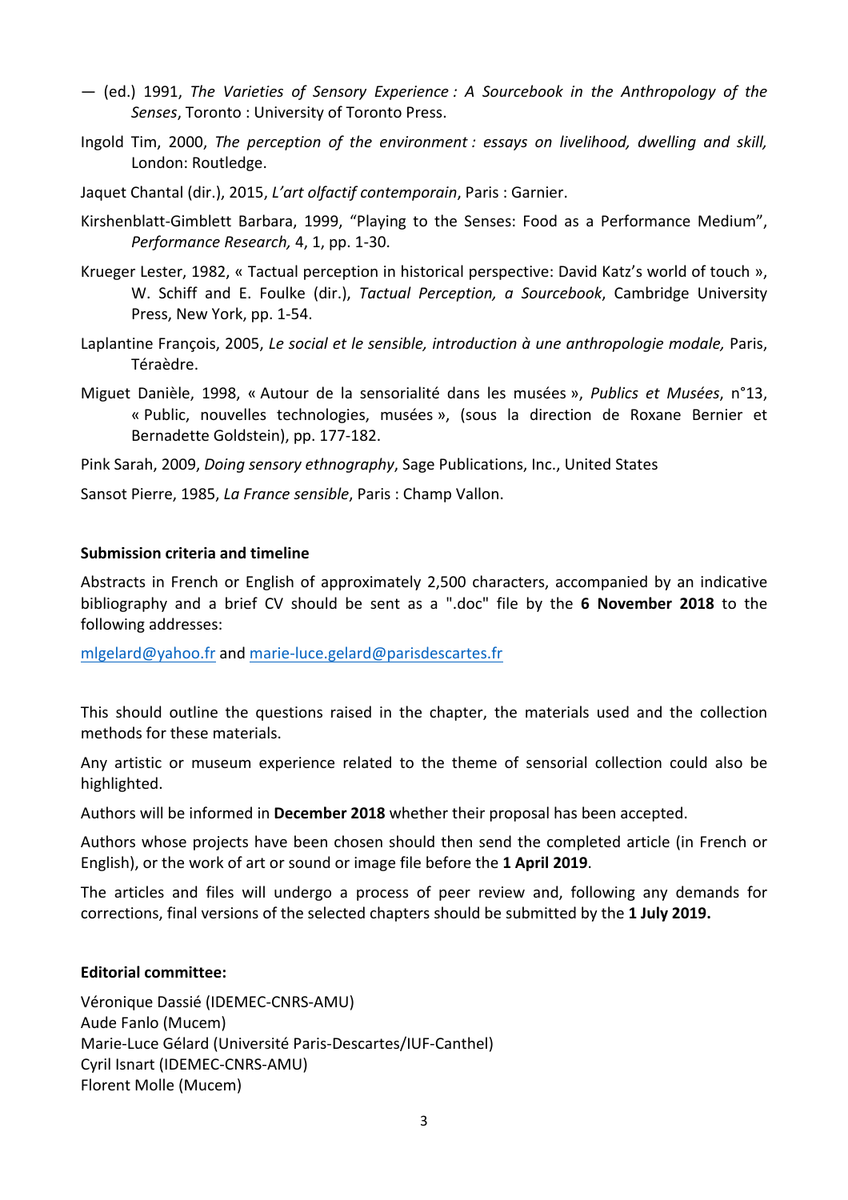— (ed.) 1991, *The Varieties of Sensory Experience : A Sourcebook in the Anthropology of the Senses*, Toronto : University of Toronto Press.

Ingold Tim, 2000, *The perception of the environment : essays on livelihood, dwelling and skill,* London: Routledge.

Jaquet Chantal (dir.), 2015, *L'art olfactif contemporain*, Paris : Garnier.

Kirshenblatt-Gimblett Barbara, 1999, "Playing to the Senses: Food as a Performance Medium", *Performance Research,* 4, 1, pp. 1-30.

Krueger Lester, 1982, « Tactual perception in historical perspective: David Katz's world of touch », W. Schiff and E. Foulke (dir.), *Tactual Perception, a Sourcebook*, Cambridge University Press, New York, pp. 1-54.

Laplantine François, 2005, *Le social et le sensible, introduction à une anthropologie modale,* Paris, Téraèdre.

Miguet Danièle, 1998, « Autour de la sensorialité dans les musées », *Publics et Musées*, n°13, « Public, nouvelles technologies, musées », (sous la direction de Roxane Bernier et Bernadette Goldstein), pp. 177-182.

Pink Sarah, 2009, *Doing sensory ethnography*, Sage Publications, Inc., United States

Sansot Pierre, 1985, *La France sensible*, Paris : Champ Vallon.

**Submission criteria and timeline**

Abstracts in French or English of approximately 2,500 characters, accompanied by an indicative bibliography and a brief CV should be sent as a ".doc" file by the **6 November 2018** to the following addresses:

mlgelard@yahoo.fr and marie-luce.gelard@parisdescartes.fr

This should outline the questions raised in the chapter, the materials used and the collection methods for these materials.

Any artistic or museum experience related to the theme of sensorial collection could also be highlighted.

Authors will be informed in **December 2018** whether their proposal has been accepted.

Authors whose projects have been chosen should then send the completed article (in French or English), or the work of art or sound or image file before the **1 April 2019**.

The articles and files will undergo a process of peer review and, following any demands for corrections, final versions of the selected chapters should be submitted by the **1 July 2019.**

**Editorial committee:**

Véronique Dassié (IDEMEC-CNRS-AMU)
Aude Fanlo (Mucem)
Marie-Luce Gélard (Université Paris-Descartes/IUF-Canthel)
Cyril Isnart (IDEMEC-CNRS-AMU)
Florent Molle (Mucem)